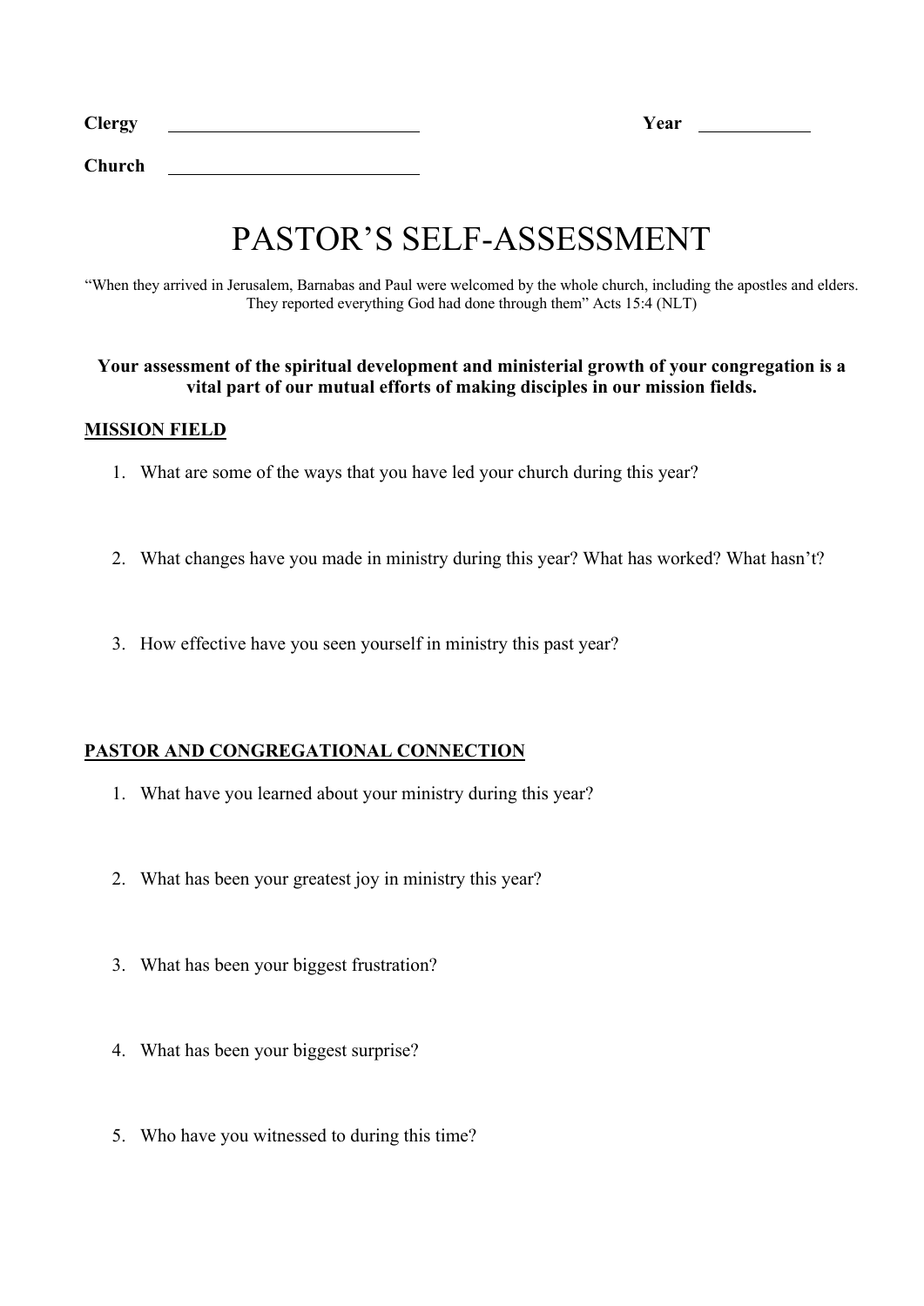**Clergy** ____________________________ **Year** ____________

**Church** ____________________________

# PASTOR'S SELF-ASSESSMENT

"When they arrived in Jerusalem, Barnabas and Paul were welcomed by the whole church, including the apostles and elders. They reported everything God had done through them" Acts 15:4 (NLT)

**Your assessment of the spiritual development and ministerial growth of your congregation is a vital part of our mutual efforts of making disciples in our mission fields.**

## MISSION FIELD

1. What are some of the ways that you have led your church during this year?

2. What changes have you made in ministry during this year? What has worked? What hasn't?

3. How effective have you seen yourself in ministry this past year?

## PASTOR AND CONGREGATIONAL CONNECTION

1. What have you learned about your ministry during this year?

2. What has been your greatest joy in ministry this year?

3. What has been your biggest frustration?

4. What has been your biggest surprise?

5. Who have you witnessed to during this time?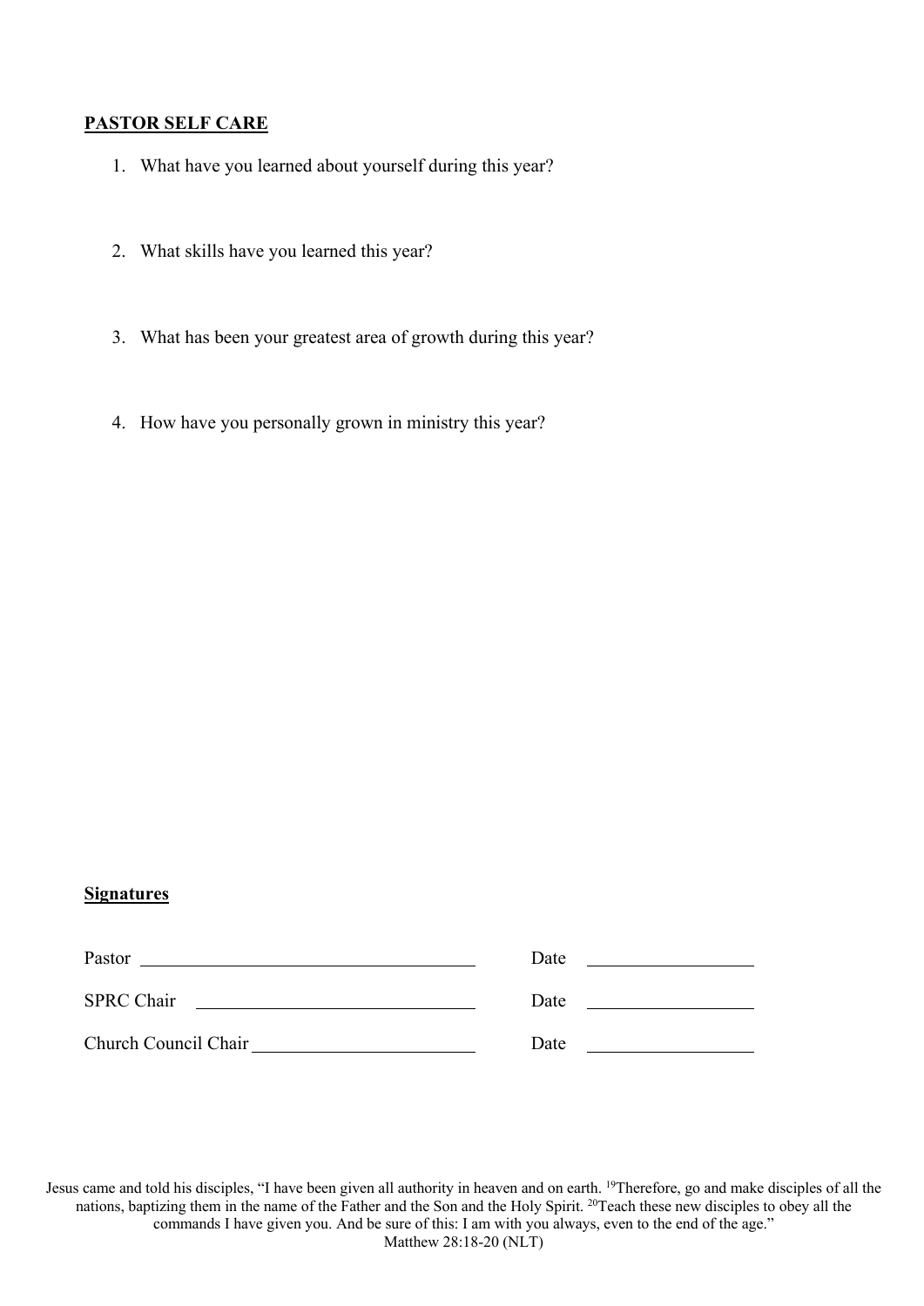**PASTOR SELF CARE**

1. What have you learned about yourself during this year?

2. What skills have you learned this year?

3. What has been your greatest area of growth during this year?

4. How have you personally grown in ministry this year?

**Signatures**

Pastor ______________________________ Date ______________

SPRC Chair ______________________________ Date ______________

Church Council Chair ______________________________ Date ______________

Jesus came and told his disciples, "I have been given all authority in heaven and on earth. [19]Therefore, go and make disciples of all the nations, baptizing them in the name of the Father and the Son and the Holy Spirit. [20]Teach these new disciples to obey all the commands I have given you. And be sure of this: I am with you always, even to the end of the age."
Matthew 28:18-20 (NLT)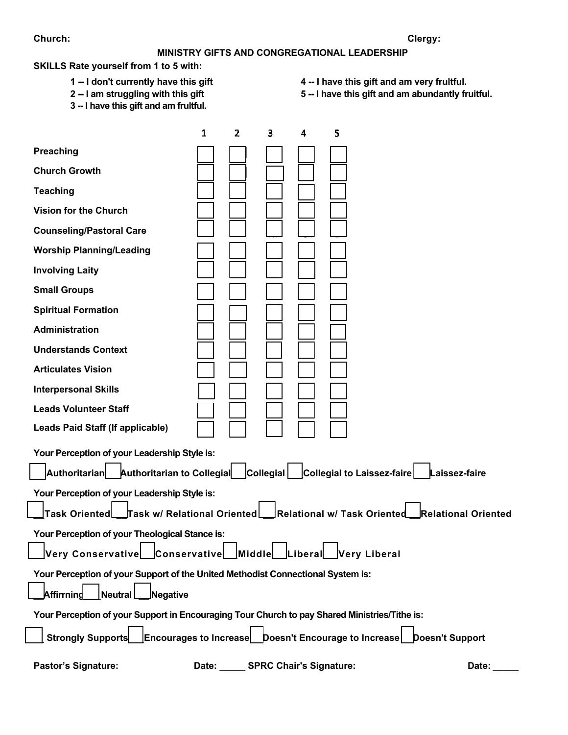**Church:** **Clergy:**

## MINISTRY GIFTS AND CONGREGATIONAL LEADERSHIP

**SKILLS Rate yourself from 1 to 5 with:**

- **1 -- I don't currently have this gift**
- **2 -- I am struggling with this gift**
- **3 -- I have this gift and am fruitful.**
- **4 -- I have this gift and am very fruitful.**
- **5 -- I have this gift and am abundantly fruitful.**

| | 1 | 2 | 3 | 4 | 5 |
|---|---|---|---|---|---|
| **Preaching** | ☐ | ☐ | ☐ | ☐ | ☐ |
| **Church Growth** | ☐ | ☐ | ☐ | ☐ | ☐ |
| **Teaching** | ☐ | ☐ | ☐ | ☐ | ☐ |
| **Vision for the Church** | ☐ | ☐ | ☐ | ☐ | ☐ |
| **Counseling/Pastoral Care** | ☐ | ☐ | ☐ | ☐ | ☐ |
| **Worship Planning/Leading** | ☐ | ☐ | ☐ | ☐ | ☐ |
| **Involving Laity** | ☐ | ☐ | ☐ | ☐ | ☐ |
| **Small Groups** | ☐ | ☐ | ☐ | ☐ | ☐ |
| **Spiritual Formation** | ☐ | ☐ | ☐ | ☐ | ☐ |
| **Administration** | ☐ | ☐ | ☐ | ☐ | ☐ |
| **Understands Context** | ☐ | ☐ | ☐ | ☐ | ☐ |
| **Articulates Vision** | ☐ | ☐ | ☐ | ☐ | ☐ |
| **Interpersonal Skills** | ☐ | ☐ | ☐ | ☐ | ☐ |
| **Leads Volunteer Staff** | ☐ | ☐ | ☐ | ☐ | ☐ |
| **Leads Paid Staff (If applicable)** | ☐ | ☐ | ☐ | ☐ | ☐ |

**Your Perception of your Leadership Style is:**

☐ **Authoritarian** ☐ **Authoritarian to Collegial** ☐ **Collegial** ☐ **Collegial to Laissez-faire** ☐ **Laissez-faire**

**Your Perception of your Leadership Style is:**

☐ **Task Oriented** ☐ **Task w/ Relational Oriented** ☐ **Relational w/ Task Oriented** ☐ **Relational Oriented**

**Your Perception of your Theological Stance is:**

☐ **Very Conservative** ☐ **Conservative** ☐ **Middle** ☐ **Liberal** ☐ **Very Liberal**

**Your Perception of your Support of the United Methodist Connectional System is:**

☐ **Affirrning** ☐ **Neutral** ☐ **Negative**

**Your Perception of your Support in Encouraging Tour Church to pay Shared Ministries/Tithe is:**

☐ **Strongly Supports** ☐ **Encourages to Increase** ☐ **Doesn't Encourage to Increase** ☐ **Doesn't Support**

**Pastor's Signature:** **Date:** _____ **SPRC Chair's Signature:** **Date:** _____